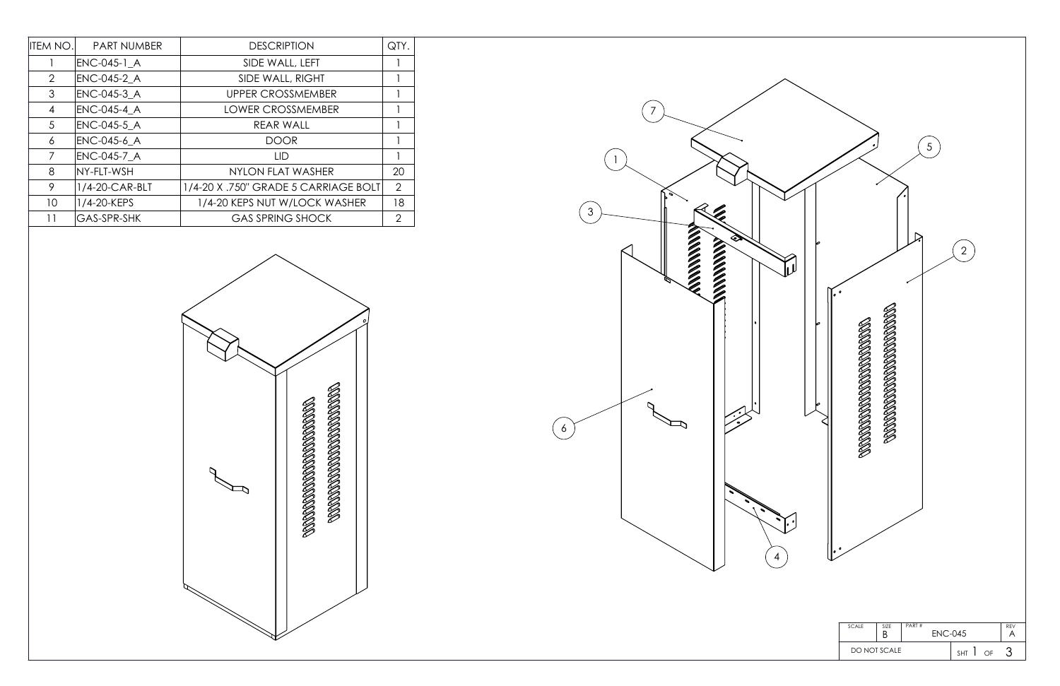| ITEM NO. | PART NUMBER | DESCRIPTION | QTY. |
| --- | --- | --- | --- |
| 1 | ENC-045-1_A | SIDE WALL, LEFT | 1 |
| 2 | ENC-045-2_A | SIDE WALL, RIGHT | 1 |
| 3 | ENC-045-3_A | UPPER CROSSMEMBER | 1 |
| 4 | ENC-045-4_A | LOWER CROSSMEMBER | 1 |
| 5 | ENC-045-5_A | REAR WALL | 1 |
| 6 | ENC-045-6_A | DOOR | 1 |
| 7 | ENC-045-7_A | LID | 1 |
| 8 | NY-FLT-WSH | NYLON FLAT WASHER | 20 |
| 9 | 1/4-20-CAR-BLT | 1/4-20 X .750" GRADE 5 CARRIAGE BOLT | 2 |
| 10 | 1/4-20-KEPS | 1/4-20 KEPS NUT W/LOCK WASHER | 18 |
| 11 | GAS-SPR-SHK | GAS SPRING SHOCK | 2 |

7

1

3

5

2

6

4

| SCALE | SIZE | PART # | REV |
| --- | --- | --- | --- |
| | B | ENC-045 | A |
| DO NOT SCALE | | SHT 1 OF 3 | |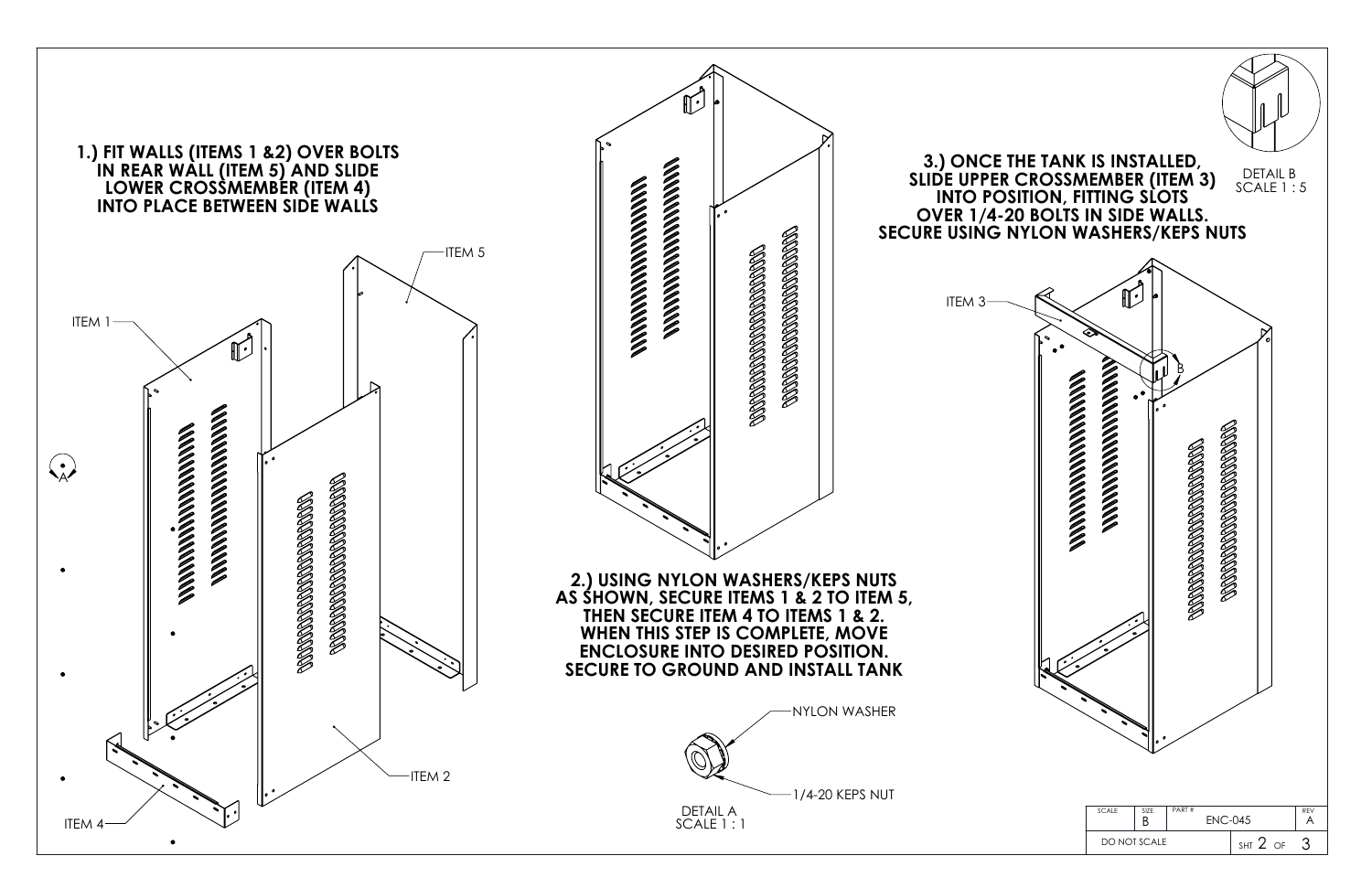1.) FIT WALLS (ITEMS 1 &2) OVER BOLTS IN REAR WALL (ITEM 5) AND SLIDE LOWER CROSSMEMBER (ITEM 4) INTO PLACE BETWEEN SIDE WALLS

ITEM 1

ITEM 2

ITEM 4

ITEM 5

A

2.) USING NYLON WASHERS/KEPS NUTS AS SHOWN, SECURE ITEMS 1 & 2 TO ITEM 5, THEN SECURE ITEM 4 TO ITEMS 1 & 2. WHEN THIS STEP IS COMPLETE, MOVE ENCLOSURE INTO DESIRED POSITION. SECURE TO GROUND AND INSTALL TANK

NYLON WASHER

1/4-20 KEPS NUT

DETAIL A
SCALE 1 : 1

3.) ONCE THE TANK IS INSTALLED, SLIDE UPPER CROSSMEMBER (ITEM 3) INTO POSITION, FITTING SLOTS OVER 1/4-20 BOLTS IN SIDE WALLS. SECURE USING NYLON WASHERS/KEPS NUTS

ITEM 3

B

DETAIL B
SCALE 1 : 5

| SCALE | SIZE | PART # | REV |
|---|---|---|---|
| | B | ENC-045 | A |
| DO NOT SCALE | | SHT 2 OF 3 | |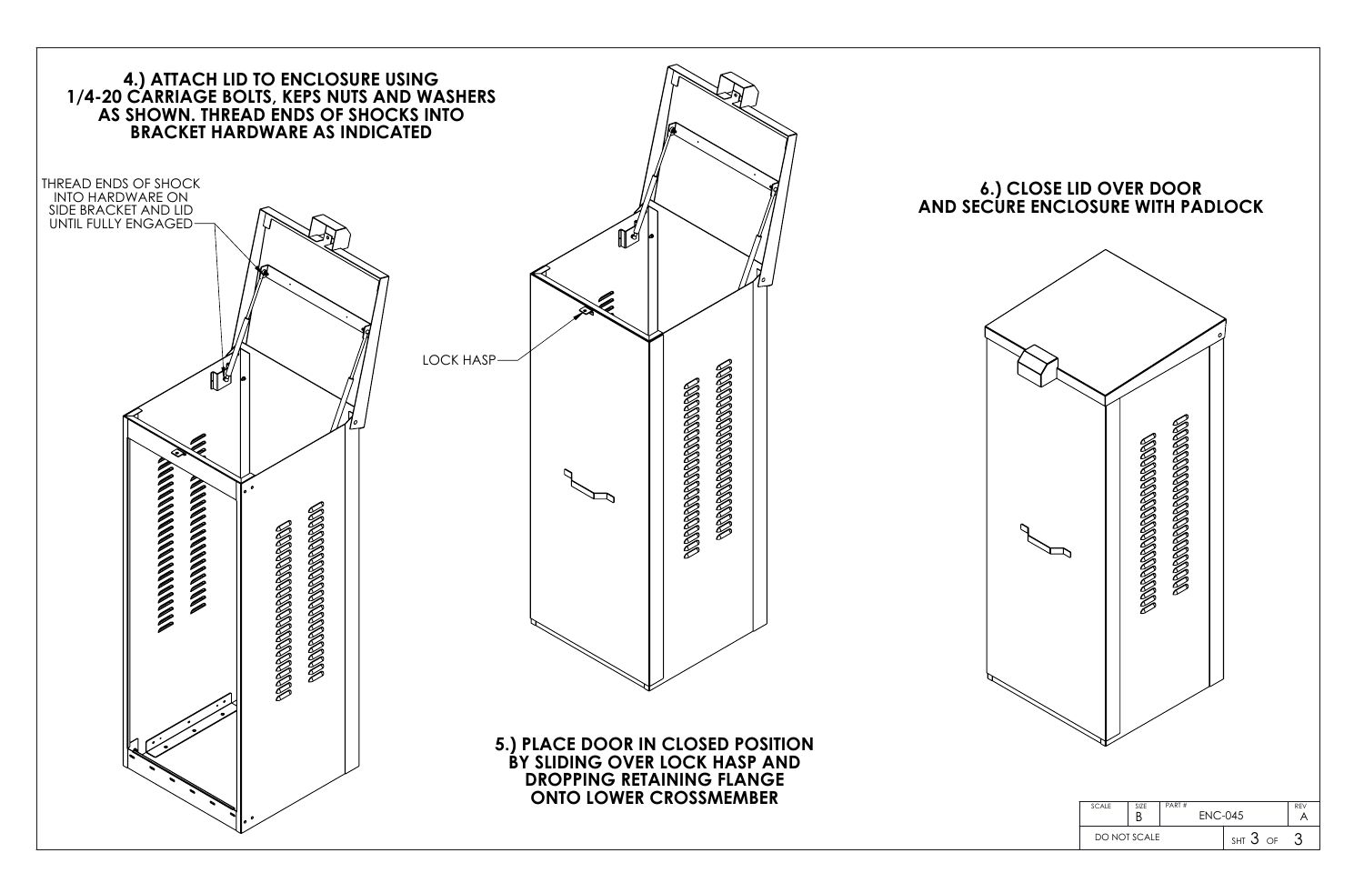**4.) ATTACH LID TO ENCLOSURE USING 1/4-20 CARRIAGE BOLTS, KEPS NUTS AND WASHERS AS SHOWN. THREAD ENDS OF SHOCKS INTO BRACKET HARDWARE AS INDICATED**

THREAD ENDS OF SHOCK INTO HARDWARE ON SIDE BRACKET AND LID UNTIL FULLY ENGAGED

LOCK HASP

**5.) PLACE DOOR IN CLOSED POSITION BY SLIDING OVER LOCK HASP AND DROPPING RETAINING FLANGE ONTO LOWER CROSSMEMBER**

**6.) CLOSE LID OVER DOOR AND SECURE ENCLOSURE WITH PADLOCK**

| SCALE | SIZE | PART # | REV |
| --- | --- | --- | --- |
| | B | ENC-045 | A |
| DO NOT SCALE | | SHT 3 OF 3 | |